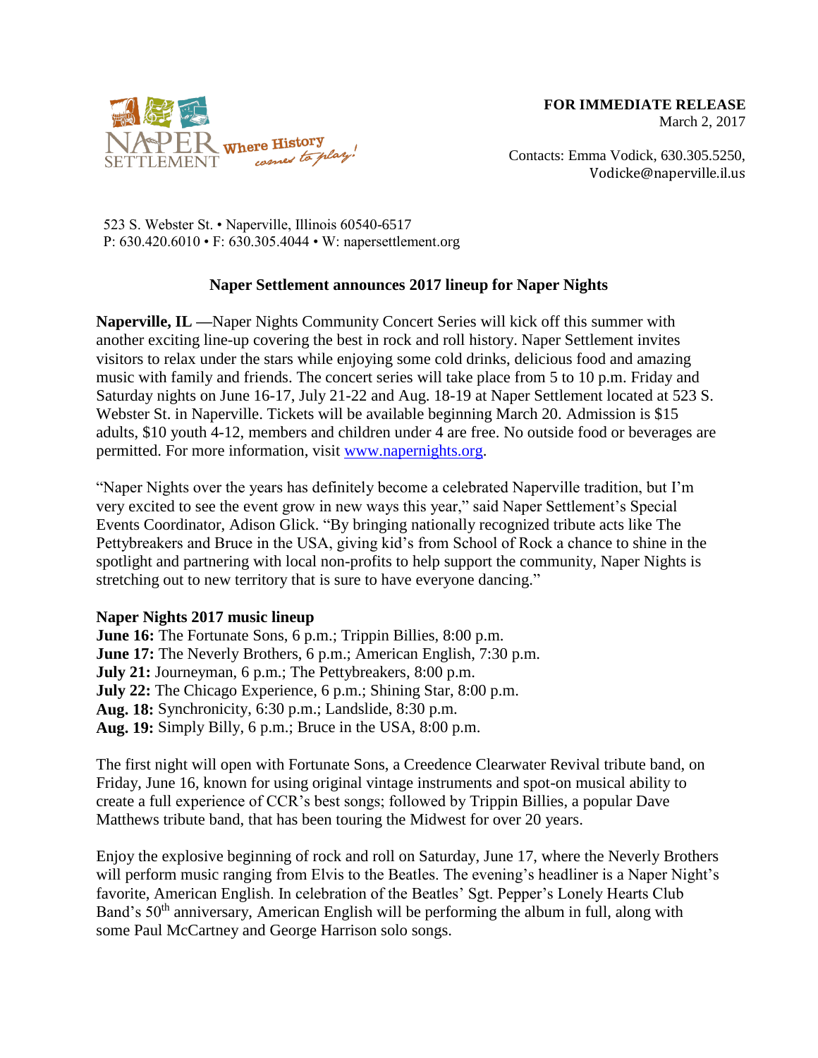NAPER SETTLEMENT Where History comes to play!

**FOR IMMEDIATE RELEASE**
March 2, 2017

Contacts: Emma Vodick, 630.305.5250, Vodicke@naperville.il.us

523 S. Webster St. • Naperville, Illinois 60540-6517
P: 630.420.6010 • F: 630.305.4044 • W: napersettlement.org

## Naper Settlement announces 2017 lineup for Naper Nights

**Naperville, IL** —Naper Nights Community Concert Series will kick off this summer with another exciting line-up covering the best in rock and roll history. Naper Settlement invites visitors to relax under the stars while enjoying some cold drinks, delicious food and amazing music with family and friends. The concert series will take place from 5 to 10 p.m. Friday and Saturday nights on June 16-17, July 21-22 and Aug. 18-19 at Naper Settlement located at 523 S. Webster St. in Naperville. Tickets will be available beginning March 20. Admission is $15 adults, $10 youth 4-12, members and children under 4 are free. No outside food or beverages are permitted. For more information, visit [www.napernights.org](http://www.napernights.org).

"Naper Nights over the years has definitely become a celebrated Naperville tradition, but I'm very excited to see the event grow in new ways this year," said Naper Settlement's Special Events Coordinator, Adison Glick. "By bringing nationally recognized tribute acts like The Pettybreakers and Bruce in the USA, giving kid's from School of Rock a chance to shine in the spotlight and partnering with local non-profits to help support the community, Naper Nights is stretching out to new territory that is sure to have everyone dancing."

**Naper Nights 2017 music lineup**

**June 16:** The Fortunate Sons, 6 p.m.; Trippin Billies, 8:00 p.m.
**June 17:** The Neverly Brothers, 6 p.m.; American English, 7:30 p.m.
**July 21:** Journeyman, 6 p.m.; The Pettybreakers, 8:00 p.m.
**July 22:** The Chicago Experience, 6 p.m.; Shining Star, 8:00 p.m.
**Aug. 18:** Synchronicity, 6:30 p.m.; Landslide, 8:30 p.m.
**Aug. 19:** Simply Billy, 6 p.m.; Bruce in the USA, 8:00 p.m.

The first night will open with Fortunate Sons, a Creedence Clearwater Revival tribute band, on Friday, June 16, known for using original vintage instruments and spot-on musical ability to create a full experience of CCR's best songs; followed by Trippin Billies, a popular Dave Matthews tribute band, that has been touring the Midwest for over 20 years.

Enjoy the explosive beginning of rock and roll on Saturday, June 17, where the Neverly Brothers will perform music ranging from Elvis to the Beatles. The evening's headliner is a Naper Night's favorite, American English. In celebration of the Beatles' Sgt. Pepper's Lonely Hearts Club Band's 50th anniversary, American English will be performing the album in full, along with some Paul McCartney and George Harrison solo songs.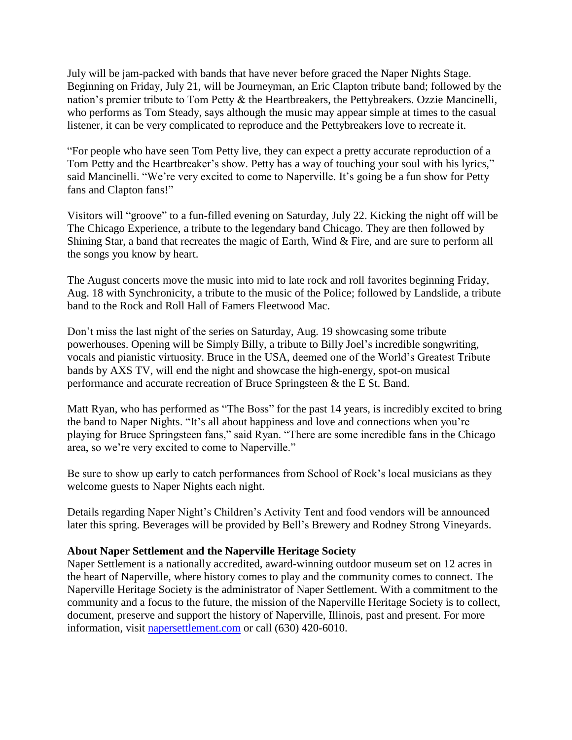July will be jam-packed with bands that have never before graced the Naper Nights Stage. Beginning on Friday, July 21, will be Journeyman, an Eric Clapton tribute band; followed by the nation's premier tribute to Tom Petty & the Heartbreakers, the Pettybreakers. Ozzie Mancinelli, who performs as Tom Steady, says although the music may appear simple at times to the casual listener, it can be very complicated to reproduce and the Pettybreakers love to recreate it.

"For people who have seen Tom Petty live, they can expect a pretty accurate reproduction of a Tom Petty and the Heartbreaker's show. Petty has a way of touching your soul with his lyrics," said Mancinelli. "We're very excited to come to Naperville. It's going be a fun show for Petty fans and Clapton fans!"

Visitors will "groove" to a fun-filled evening on Saturday, July 22. Kicking the night off will be The Chicago Experience, a tribute to the legendary band Chicago. They are then followed by Shining Star, a band that recreates the magic of Earth, Wind & Fire, and are sure to perform all the songs you know by heart.

The August concerts move the music into mid to late rock and roll favorites beginning Friday, Aug. 18 with Synchronicity, a tribute to the music of the Police; followed by Landslide, a tribute band to the Rock and Roll Hall of Famers Fleetwood Mac.

Don't miss the last night of the series on Saturday, Aug. 19 showcasing some tribute powerhouses. Opening will be Simply Billy, a tribute to Billy Joel's incredible songwriting, vocals and pianistic virtuosity. Bruce in the USA, deemed one of the World's Greatest Tribute bands by AXS TV, will end the night and showcase the high-energy, spot-on musical performance and accurate recreation of Bruce Springsteen & the E St. Band.

Matt Ryan, who has performed as "The Boss" for the past 14 years, is incredibly excited to bring the band to Naper Nights. "It's all about happiness and love and connections when you're playing for Bruce Springsteen fans," said Ryan. "There are some incredible fans in the Chicago area, so we're very excited to come to Naperville."

Be sure to show up early to catch performances from School of Rock's local musicians as they welcome guests to Naper Nights each night.

Details regarding Naper Night's Children's Activity Tent and food vendors will be announced later this spring. Beverages will be provided by Bell's Brewery and Rodney Strong Vineyards.

**About Naper Settlement and the Naperville Heritage Society**

Naper Settlement is a nationally accredited, award-winning outdoor museum set on 12 acres in the heart of Naperville, where history comes to play and the community comes to connect. The Naperville Heritage Society is the administrator of Naper Settlement. With a commitment to the community and a focus to the future, the mission of the Naperville Heritage Society is to collect, document, preserve and support the history of Naperville, Illinois, past and present. For more information, visit [napersettlement.com](http://napersettlement.com) or call (630) 420-6010.